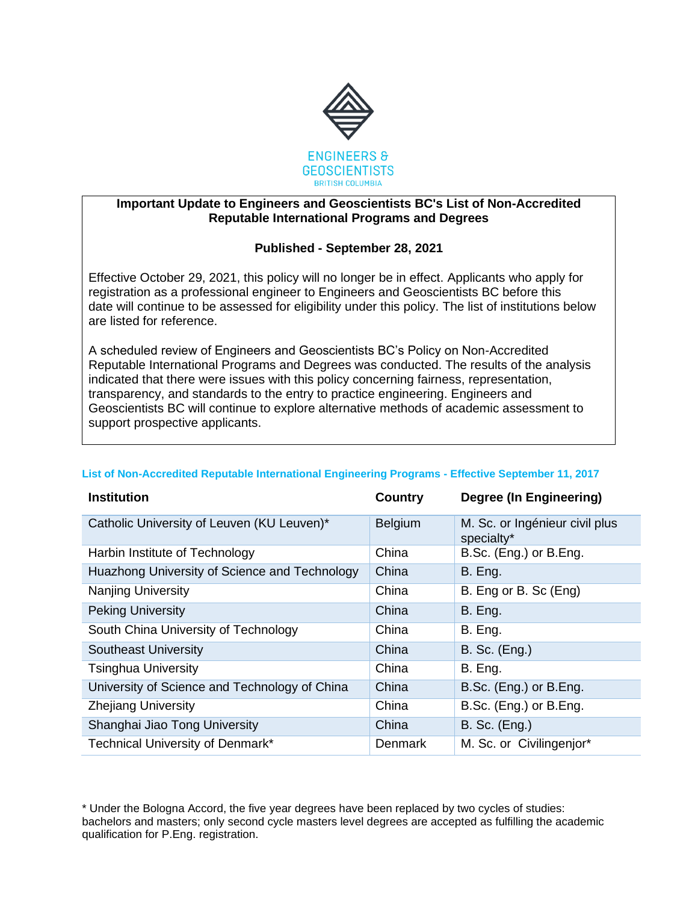ENGINEERS & GEOSCIENTISTS
BRITISH COLUMBIA

**Important Update to Engineers and Geoscientists BC's List of Non-Accredited Reputable International Programs and Degrees**

**Published - September 28, 2021**

Effective October 29, 2021, this policy will no longer be in effect. Applicants who apply for registration as a professional engineer to Engineers and Geoscientists BC before this date will continue to be assessed for eligibility under this policy. The list of institutions below are listed for reference.

A scheduled review of Engineers and Geoscientists BC's Policy on Non-Accredited Reputable International Programs and Degrees was conducted. The results of the analysis indicated that there were issues with this policy concerning fairness, representation, transparency, and standards to the entry to practice engineering. Engineers and Geoscientists BC will continue to explore alternative methods of academic assessment to support prospective applicants.

## List of Non-Accredited Reputable International Engineering Programs - Effective September 11, 2017

| Institution | Country | Degree (In Engineering) |
|---|---|---|
| Catholic University of Leuven (KU Leuven)* | Belgium | M. Sc. or Ingénieur civil plus specialty* |
| Harbin Institute of Technology | China | B.Sc. (Eng.) or B.Eng. |
| Huazhong University of Science and Technology | China | B. Eng. |
| Nanjing University | China | B. Eng or B. Sc (Eng) |
| Peking University | China | B. Eng. |
| South China University of Technology | China | B. Eng. |
| Southeast University | China | B. Sc. (Eng.) |
| Tsinghua University | China | B. Eng. |
| University of Science and Technology of China | China | B.Sc. (Eng.) or B.Eng. |
| Zhejiang University | China | B.Sc. (Eng.) or B.Eng. |
| Shanghai Jiao Tong University | China | B. Sc. (Eng.) |
| Technical University of Denmark* | Denmark | M. Sc. or Civilingenjor* |

* Under the Bologna Accord, the five year degrees have been replaced by two cycles of studies: bachelors and masters; only second cycle masters level degrees are accepted as fulfilling the academic qualification for P.Eng. registration.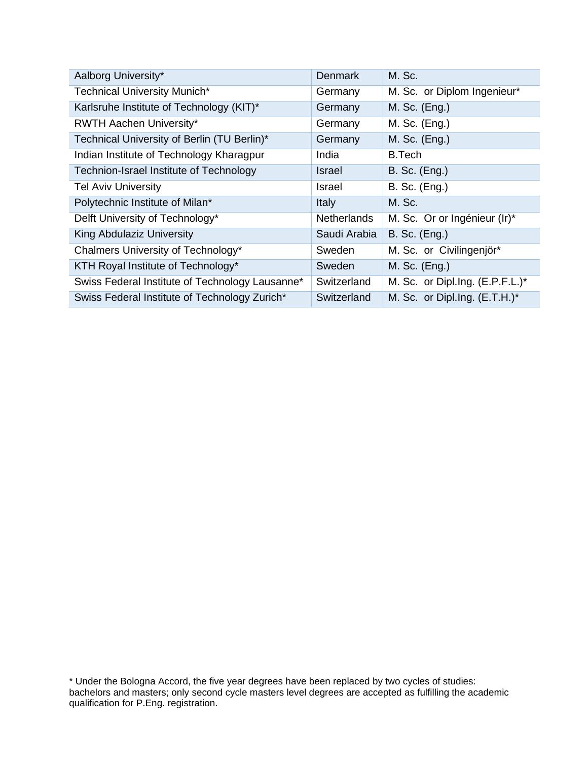| | | |
|---|---|---|
| Aalborg University* | Denmark | M. Sc. |
| Technical University Munich* | Germany | M. Sc. or Diplom Ingenieur* |
| Karlsruhe Institute of Technology (KIT)* | Germany | M. Sc. (Eng.) |
| RWTH Aachen University* | Germany | M. Sc. (Eng.) |
| Technical University of Berlin (TU Berlin)* | Germany | M. Sc. (Eng.) |
| Indian Institute of Technology Kharagpur | India | B.Tech |
| Technion-Israel Institute of Technology | Israel | B. Sc. (Eng.) |
| Tel Aviv University | Israel | B. Sc. (Eng.) |
| Polytechnic Institute of Milan* | Italy | M. Sc. |
| Delft University of Technology* | Netherlands | M. Sc. Or or Ingénieur (Ir)* |
| King Abdulaziz University | Saudi Arabia | B. Sc. (Eng.) |
| Chalmers University of Technology* | Sweden | M. Sc. or Civilingenjör* |
| KTH Royal Institute of Technology* | Sweden | M. Sc. (Eng.) |
| Swiss Federal Institute of Technology Lausanne* | Switzerland | M. Sc. or Dipl.Ing. (E.P.F.L.)* |
| Swiss Federal Institute of Technology Zurich* | Switzerland | M. Sc. or Dipl.Ing. (E.T.H.)* |

* Under the Bologna Accord, the five year degrees have been replaced by two cycles of studies: bachelors and masters; only second cycle masters level degrees are accepted as fulfilling the academic qualification for P.Eng. registration.